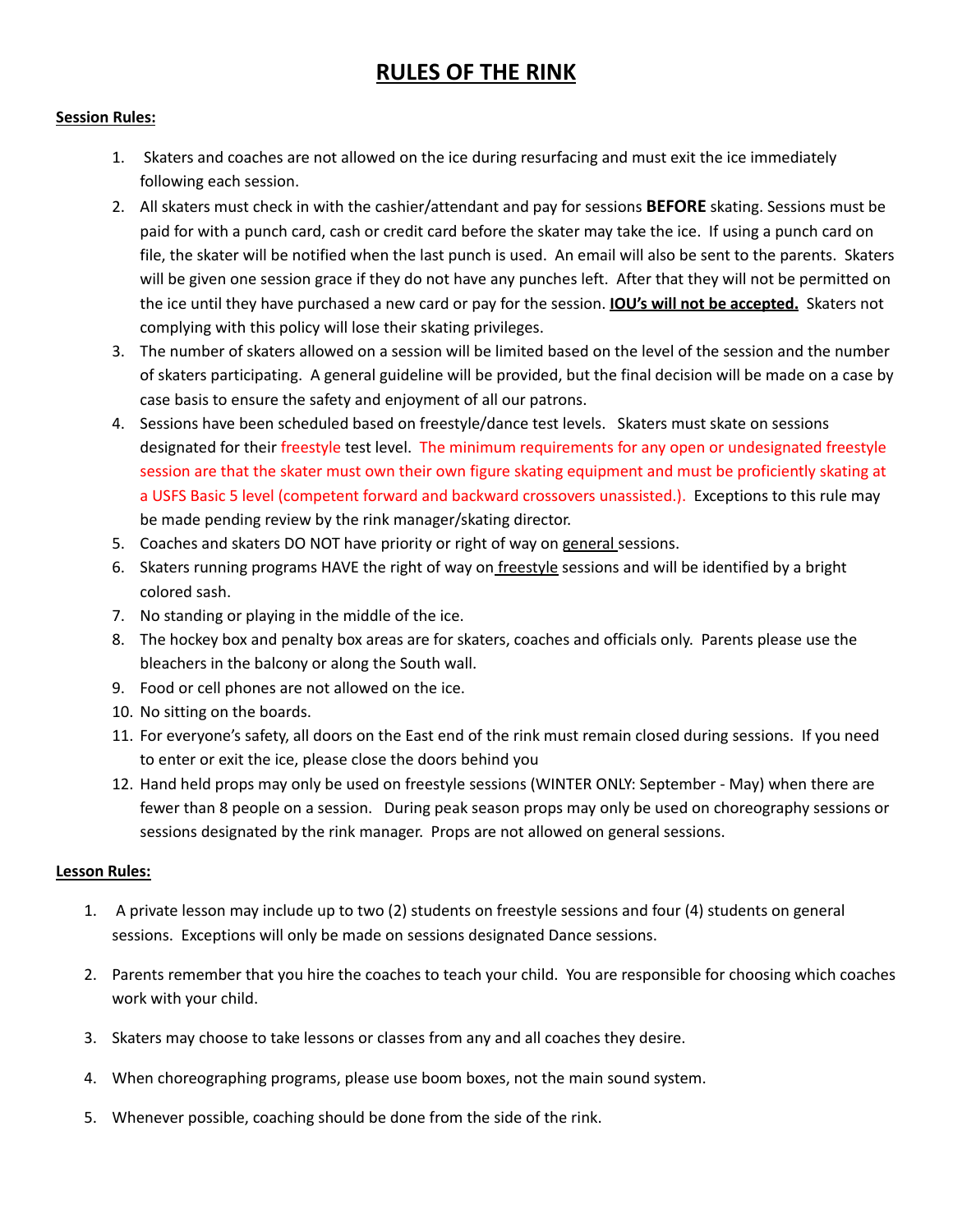# RULES OF THE RINK

**Session Rules:**

1. Skaters and coaches are not allowed on the ice during resurfacing and must exit the ice immediately following each session.
2. All skaters must check in with the cashier/attendant and pay for sessions **BEFORE** skating. Sessions must be paid for with a punch card, cash or credit card before the skater may take the ice. If using a punch card on file, the skater will be notified when the last punch is used. An email will also be sent to the parents. Skaters will be given one session grace if they do not have any punches left. After that they will not be permitted on the ice until they have purchased a new card or pay for the session. **IOU's will not be accepted.** Skaters not complying with this policy will lose their skating privileges.
3. The number of skaters allowed on a session will be limited based on the level of the session and the number of skaters participating. A general guideline will be provided, but the final decision will be made on a case by case basis to ensure the safety and enjoyment of all our patrons.
4. Sessions have been scheduled based on freestyle/dance test levels. Skaters must skate on sessions designated for their freestyle test level. The minimum requirements for any open or undesignated freestyle session are that the skater must own their own figure skating equipment and must be proficiently skating at a USFS Basic 5 level (competent forward and backward crossovers unassisted.). Exceptions to this rule may be made pending review by the rink manager/skating director.
5. Coaches and skaters DO NOT have priority or right of way on general sessions.
6. Skaters running programs HAVE the right of way on freestyle sessions and will be identified by a bright colored sash.
7. No standing or playing in the middle of the ice.
8. The hockey box and penalty box areas are for skaters, coaches and officials only. Parents please use the bleachers in the balcony or along the South wall.
9. Food or cell phones are not allowed on the ice.
10. No sitting on the boards.
11. For everyone's safety, all doors on the East end of the rink must remain closed during sessions. If you need to enter or exit the ice, please close the doors behind you
12. Hand held props may only be used on freestyle sessions (WINTER ONLY: September - May) when there are fewer than 8 people on a session. During peak season props may only be used on choreography sessions or sessions designated by the rink manager. Props are not allowed on general sessions.

**Lesson Rules:**

1. A private lesson may include up to two (2) students on freestyle sessions and four (4) students on general sessions. Exceptions will only be made on sessions designated Dance sessions.

2. Parents remember that you hire the coaches to teach your child. You are responsible for choosing which coaches work with your child.

3. Skaters may choose to take lessons or classes from any and all coaches they desire.

4. When choreographing programs, please use boom boxes, not the main sound system.

5. Whenever possible, coaching should be done from the side of the rink.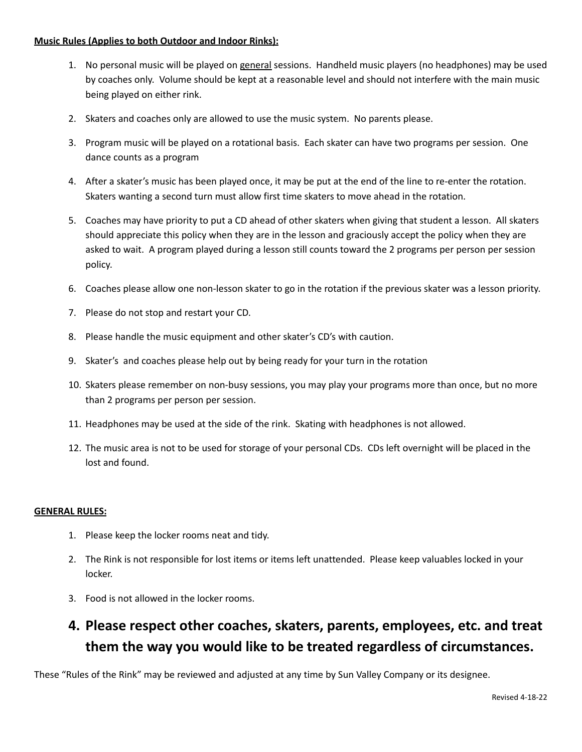**Music Rules (Applies to both Outdoor and Indoor Rinks):**

1. No personal music will be played on general sessions. Handheld music players (no headphones) may be used by coaches only. Volume should be kept at a reasonable level and should not interfere with the main music being played on either rink.

2. Skaters and coaches only are allowed to use the music system. No parents please.

3. Program music will be played on a rotational basis. Each skater can have two programs per session. One dance counts as a program

4. After a skater's music has been played once, it may be put at the end of the line to re-enter the rotation. Skaters wanting a second turn must allow first time skaters to move ahead in the rotation.

5. Coaches may have priority to put a CD ahead of other skaters when giving that student a lesson. All skaters should appreciate this policy when they are in the lesson and graciously accept the policy when they are asked to wait. A program played during a lesson still counts toward the 2 programs per person per session policy.

6. Coaches please allow one non-lesson skater to go in the rotation if the previous skater was a lesson priority.

7. Please do not stop and restart your CD.

8. Please handle the music equipment and other skater's CD's with caution.

9. Skater's and coaches please help out by being ready for your turn in the rotation

10. Skaters please remember on non-busy sessions, you may play your programs more than once, but no more than 2 programs per person per session.

11. Headphones may be used at the side of the rink. Skating with headphones is not allowed.

12. The music area is not to be used for storage of your personal CDs. CDs left overnight will be placed in the lost and found.

**GENERAL RULES:**

1. Please keep the locker rooms neat and tidy.

2. The Rink is not responsible for lost items or items left unattended. Please keep valuables locked in your locker.

3. Food is not allowed in the locker rooms.

4. **Please respect other coaches, skaters, parents, employees, etc. and treat them the way you would like to be treated regardless of circumstances.**

These "Rules of the Rink" may be reviewed and adjusted at any time by Sun Valley Company or its designee.

Revised 4-18-22